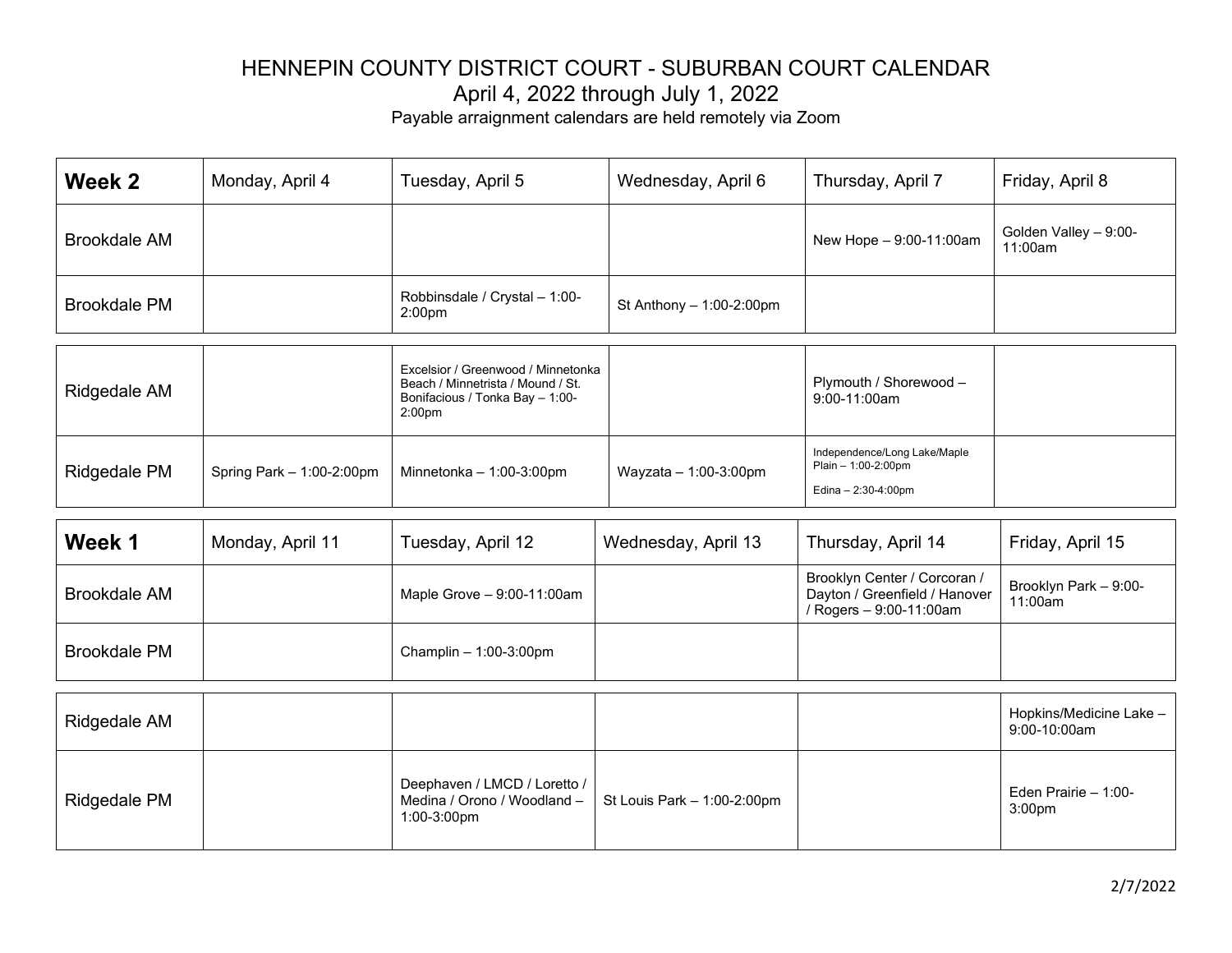# HENNEPIN COUNTY DISTRICT COURT - SUBURBAN COURT CALENDAR

## April 4, 2022 through July 1, 2022

Payable arraignment calendars are held remotely via Zoom

| **Week 2** | Monday, April 4 | Tuesday, April 5 | Wednesday, April 6 | Thursday, April 7 | Friday, April 8 |
|---|---|---|---|---|---|
| Brookdale AM | | | | New Hope – 9:00-11:00am | Golden Valley – 9:00-11:00am |
| Brookdale PM | | Robbinsdale / Crystal – 1:00-2:00pm | St Anthony – 1:00-2:00pm | | |
| Ridgedale AM | | Excelsior / Greenwood / Minnetonka Beach / Minnetrista / Mound / St. Bonifacious / Tonka Bay – 1:00-2:00pm | | Plymouth / Shorewood – 9:00-11:00am | |
| Ridgedale PM | Spring Park – 1:00-2:00pm | Minnetonka – 1:00-3:00pm | Wayzata – 1:00-3:00pm | Independence/Long Lake/Maple Plain – 1:00-2:00pm<br><br>Edina – 2:30-4:00pm | |

| **Week 1** | Monday, April 11 | Tuesday, April 12 | Wednesday, April 13 | Thursday, April 14 | Friday, April 15 |
|---|---|---|---|---|---|
| Brookdale AM | | Maple Grove – 9:00-11:00am | | Brooklyn Center / Corcoran / Dayton / Greenfield / Hanover / Rogers – 9:00-11:00am | Brooklyn Park – 9:00-11:00am |
| Brookdale PM | | Champlin – 1:00-3:00pm | | | |
| Ridgedale AM | | | | | Hopkins/Medicine Lake – 9:00-10:00am |
| Ridgedale PM | | Deephaven / LMCD / Loretto / Medina / Orono / Woodland – 1:00-3:00pm | St Louis Park – 1:00-2:00pm | | Eden Prairie – 1:00-3:00pm |

2/7/2022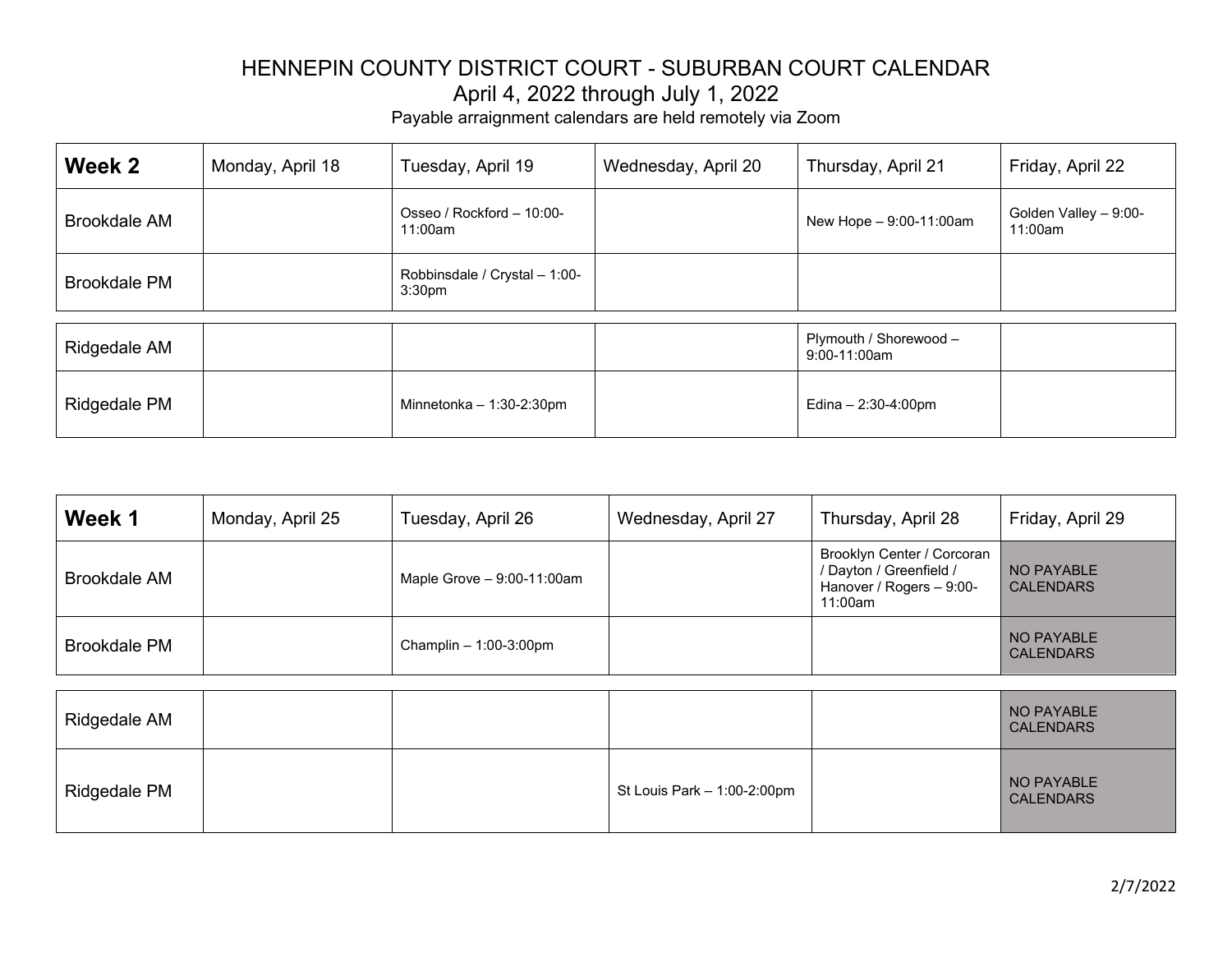# HENNEPIN COUNTY DISTRICT COURT - SUBURBAN COURT CALENDAR

April 4, 2022 through July 1, 2022

Payable arraignment calendars are held remotely via Zoom

| **Week 2** | Monday, April 18 | Tuesday, April 19 | Wednesday, April 20 | Thursday, April 21 | Friday, April 22 |
|---|---|---|---|---|---|
| Brookdale AM | | Osseo / Rockford – 10:00-11:00am | | New Hope – 9:00-11:00am | Golden Valley – 9:00-11:00am |
| Brookdale PM | | Robbinsdale / Crystal – 1:00-3:30pm | | | |
| Ridgedale AM | | | | Plymouth / Shorewood – 9:00-11:00am | |
| Ridgedale PM | | Minnetonka – 1:30-2:30pm | | Edina – 2:30-4:00pm | |

| **Week 1** | Monday, April 25 | Tuesday, April 26 | Wednesday, April 27 | Thursday, April 28 | Friday, April 29 |
|---|---|---|---|---|---|
| Brookdale AM | | Maple Grove – 9:00-11:00am | | Brooklyn Center / Corcoran / Dayton / Greenfield / Hanover / Rogers – 9:00-11:00am | NO PAYABLE CALENDARS |
| Brookdale PM | | Champlin – 1:00-3:00pm | | | NO PAYABLE CALENDARS |
| Ridgedale AM | | | | | NO PAYABLE CALENDARS |
| Ridgedale PM | | | St Louis Park – 1:00-2:00pm | | NO PAYABLE CALENDARS |

2/7/2022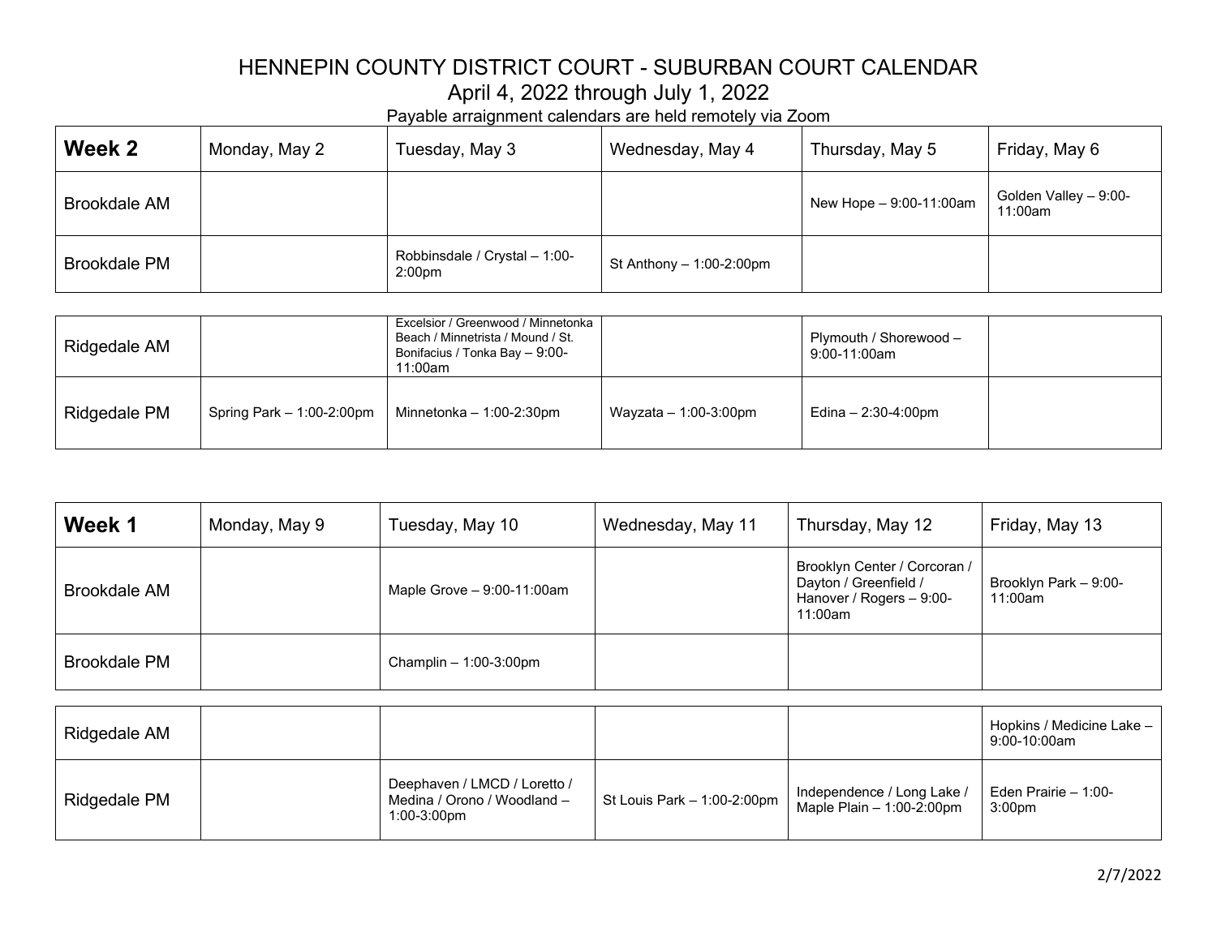# HENNEPIN COUNTY DISTRICT COURT - SUBURBAN COURT CALENDAR

April 4, 2022 through July 1, 2022

Payable arraignment calendars are held remotely via Zoom

| **Week 2** | Monday, May 2 | Tuesday, May 3 | Wednesday, May 4 | Thursday, May 5 | Friday, May 6 |
|---|---|---|---|---|---|
| Brookdale AM | | | | New Hope – 9:00-11:00am | Golden Valley – 9:00-11:00am |
| Brookdale PM | | Robbinsdale / Crystal – 1:00-2:00pm | St Anthony – 1:00-2:00pm | | |
| Ridgedale AM | | Excelsior / Greenwood / Minnetonka Beach / Minnetrista / Mound / St. Bonifacius / Tonka Bay – 9:00-11:00am | | Plymouth / Shorewood – 9:00-11:00am | |
| Ridgedale PM | Spring Park – 1:00-2:00pm | Minnetonka – 1:00-2:30pm | Wayzata – 1:00-3:00pm | Edina – 2:30-4:00pm | |

| **Week 1** | Monday, May 9 | Tuesday, May 10 | Wednesday, May 11 | Thursday, May 12 | Friday, May 13 |
|---|---|---|---|---|---|
| Brookdale AM | | Maple Grove – 9:00-11:00am | | Brooklyn Center / Corcoran / Dayton / Greenfield / Hanover / Rogers – 9:00-11:00am | Brooklyn Park – 9:00-11:00am |
| Brookdale PM | | Champlin – 1:00-3:00pm | | | |
| Ridgedale AM | | | | | Hopkins / Medicine Lake – 9:00-10:00am |
| Ridgedale PM | | Deephaven / LMCD / Loretto / Medina / Orono / Woodland – 1:00-3:00pm | St Louis Park – 1:00-2:00pm | Independence / Long Lake / Maple Plain – 1:00-2:00pm | Eden Prairie – 1:00-3:00pm |

2/7/2022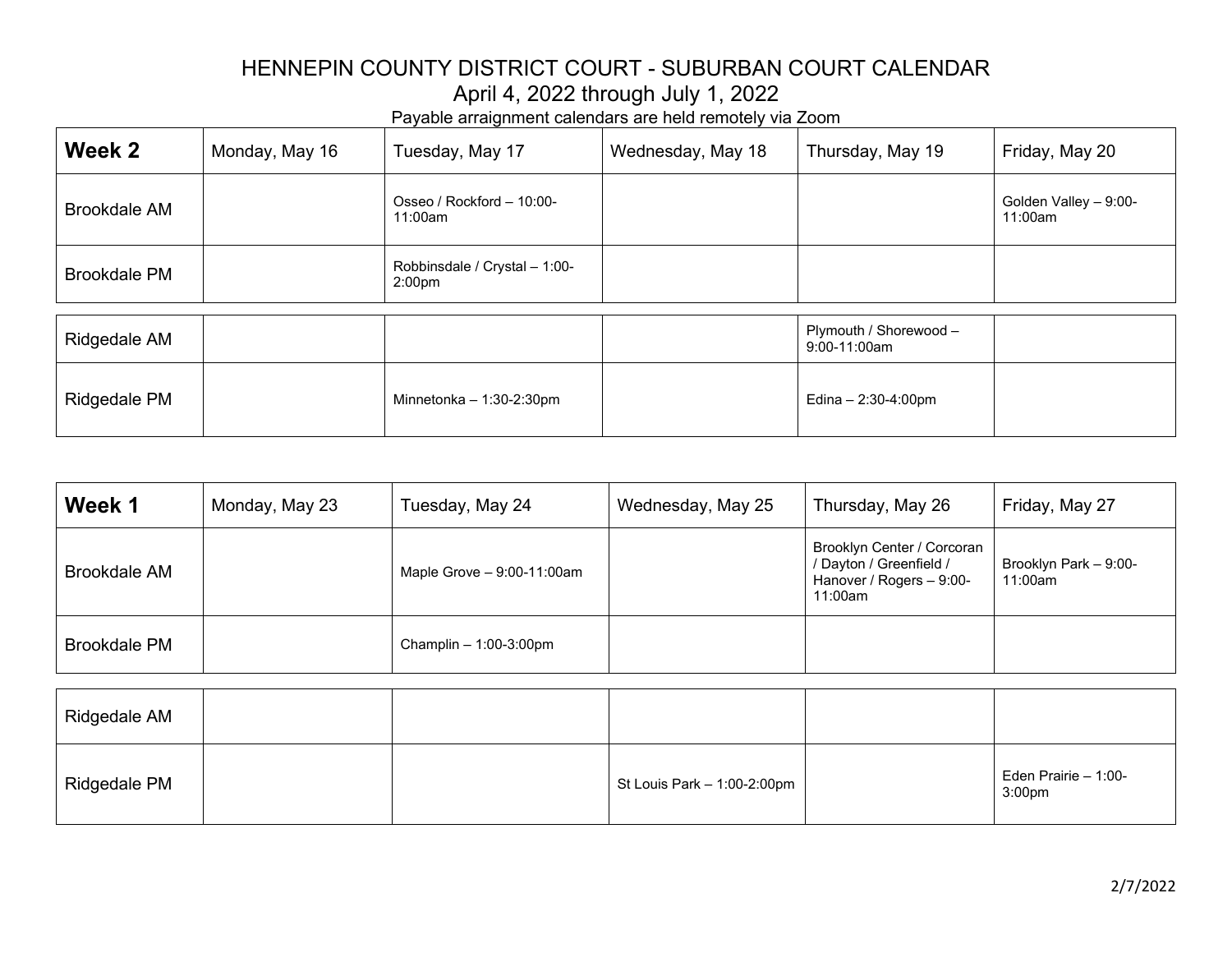# HENNEPIN COUNTY DISTRICT COURT - SUBURBAN COURT CALENDAR

## April 4, 2022 through July 1, 2022

Payable arraignment calendars are held remotely via Zoom

| **Week 2** | Monday, May 16 | Tuesday, May 17 | Wednesday, May 18 | Thursday, May 19 | Friday, May 20 |
|---|---|---|---|---|---|
| Brookdale AM | | Osseo / Rockford – 10:00-11:00am | | | Golden Valley – 9:00-11:00am |
| Brookdale PM | | Robbinsdale / Crystal – 1:00-2:00pm | | | |
| Ridgedale AM | | | | Plymouth / Shorewood – 9:00-11:00am | |
| Ridgedale PM | | Minnetonka – 1:30-2:30pm | | Edina – 2:30-4:00pm | |

| **Week 1** | Monday, May 23 | Tuesday, May 24 | Wednesday, May 25 | Thursday, May 26 | Friday, May 27 |
|---|---|---|---|---|---|
| Brookdale AM | | Maple Grove – 9:00-11:00am | | Brooklyn Center / Corcoran / Dayton / Greenfield / Hanover / Rogers – 9:00-11:00am | Brooklyn Park – 9:00-11:00am |
| Brookdale PM | | Champlin – 1:00-3:00pm | | | |
| Ridgedale AM | | | | | |
| Ridgedale PM | | | St Louis Park – 1:00-2:00pm | | Eden Prairie – 1:00-3:00pm |

2/7/2022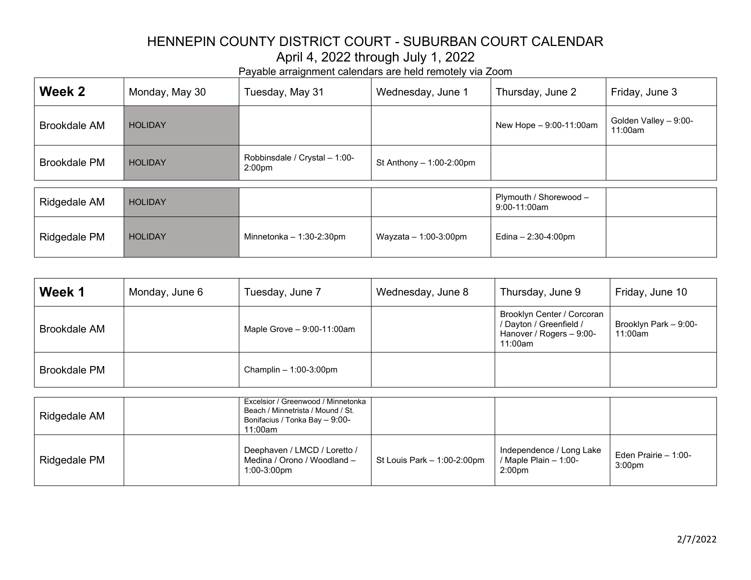# HENNEPIN COUNTY DISTRICT COURT - SUBURBAN COURT CALENDAR

## April 4, 2022 through July 1, 2022

Payable arraignment calendars are held remotely via Zoom

| **Week 2** | Monday, May 30 | Tuesday, May 31 | Wednesday, June 1 | Thursday, June 2 | Friday, June 3 |
|---|---|---|---|---|---|
| Brookdale AM | HOLIDAY | | | New Hope – 9:00-11:00am | Golden Valley – 9:00-11:00am |
| Brookdale PM | HOLIDAY | Robbinsdale / Crystal – 1:00-2:00pm | St Anthony – 1:00-2:00pm | | |
| Ridgedale AM | HOLIDAY | | | Plymouth / Shorewood – 9:00-11:00am | |
| Ridgedale PM | HOLIDAY | Minnetonka – 1:30-2:30pm | Wayzata – 1:00-3:00pm | Edina – 2:30-4:00pm | |

| **Week 1** | Monday, June 6 | Tuesday, June 7 | Wednesday, June 8 | Thursday, June 9 | Friday, June 10 |
|---|---|---|---|---|---|
| Brookdale AM | | Maple Grove – 9:00-11:00am | | Brooklyn Center / Corcoran / Dayton / Greenfield / Hanover / Rogers – 9:00-11:00am | Brooklyn Park – 9:00-11:00am |
| Brookdale PM | | Champlin – 1:00-3:00pm | | | |
| Ridgedale AM | | Excelsior / Greenwood / Minnetonka Beach / Minnetrista / Mound / St. Bonifacius / Tonka Bay – 9:00-11:00am | | | |
| Ridgedale PM | | Deephaven / LMCD / Loretto / Medina / Orono / Woodland – 1:00-3:00pm | St Louis Park – 1:00-2:00pm | Independence / Long Lake / Maple Plain – 1:00-2:00pm | Eden Prairie – 1:00-3:00pm |

2/7/2022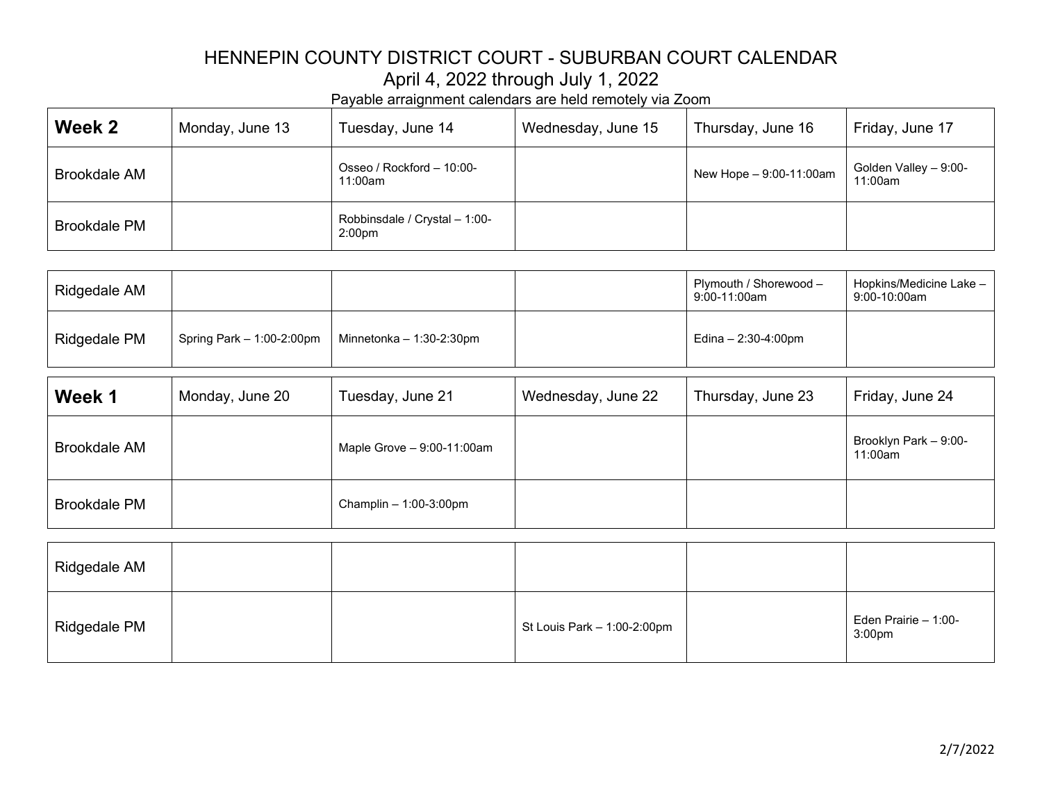# HENNEPIN COUNTY DISTRICT COURT - SUBURBAN COURT CALENDAR

April 4, 2022 through July 1, 2022

Payable arraignment calendars are held remotely via Zoom

| **Week 2** | Monday, June 13 | Tuesday, June 14 | Wednesday, June 15 | Thursday, June 16 | Friday, June 17 |
|---|---|---|---|---|---|
| Brookdale AM | | Osseo / Rockford – 10:00-11:00am | | New Hope – 9:00-11:00am | Golden Valley – 9:00-11:00am |
| Brookdale PM | | Robbinsdale / Crystal – 1:00-2:00pm | | | |
| Ridgedale AM | | | | Plymouth / Shorewood – 9:00-11:00am | Hopkins/Medicine Lake – 9:00-10:00am |
| Ridgedale PM | Spring Park – 1:00-2:00pm | Minnetonka – 1:30-2:30pm | | Edina – 2:30-4:00pm | |

| **Week 1** | Monday, June 20 | Tuesday, June 21 | Wednesday, June 22 | Thursday, June 23 | Friday, June 24 |
|---|---|---|---|---|---|
| Brookdale AM | | Maple Grove – 9:00-11:00am | | | Brooklyn Park – 9:00-11:00am |
| Brookdale PM | | Champlin – 1:00-3:00pm | | | |
| Ridgedale AM | | | | | |
| Ridgedale PM | | | St Louis Park – 1:00-2:00pm | | Eden Prairie – 1:00-3:00pm |

2/7/2022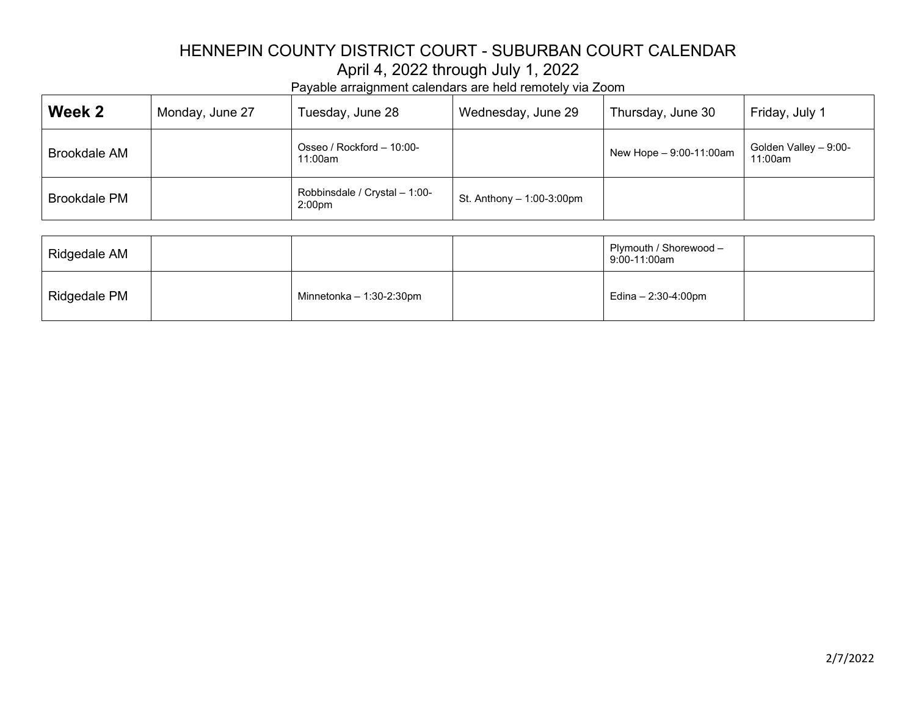# HENNEPIN COUNTY DISTRICT COURT - SUBURBAN COURT CALENDAR

## April 4, 2022 through July 1, 2022

Payable arraignment calendars are held remotely via Zoom

| **Week 2** | Monday, June 27 | Tuesday, June 28 | Wednesday, June 29 | Thursday, June 30 | Friday, July 1 |
|---|---|---|---|---|---|
| Brookdale AM | | Osseo / Rockford – 10:00-11:00am | | New Hope – 9:00-11:00am | Golden Valley – 9:00-11:00am |
| Brookdale PM | | Robbinsdale / Crystal – 1:00-2:00pm | St. Anthony – 1:00-3:00pm | | |

| | | | | | |
|---|---|---|---|---|---|
| Ridgedale AM | | | | Plymouth / Shorewood – 9:00-11:00am | |
| Ridgedale PM | | Minnetonka – 1:30-2:30pm | | Edina – 2:30-4:00pm | |

2/7/2022